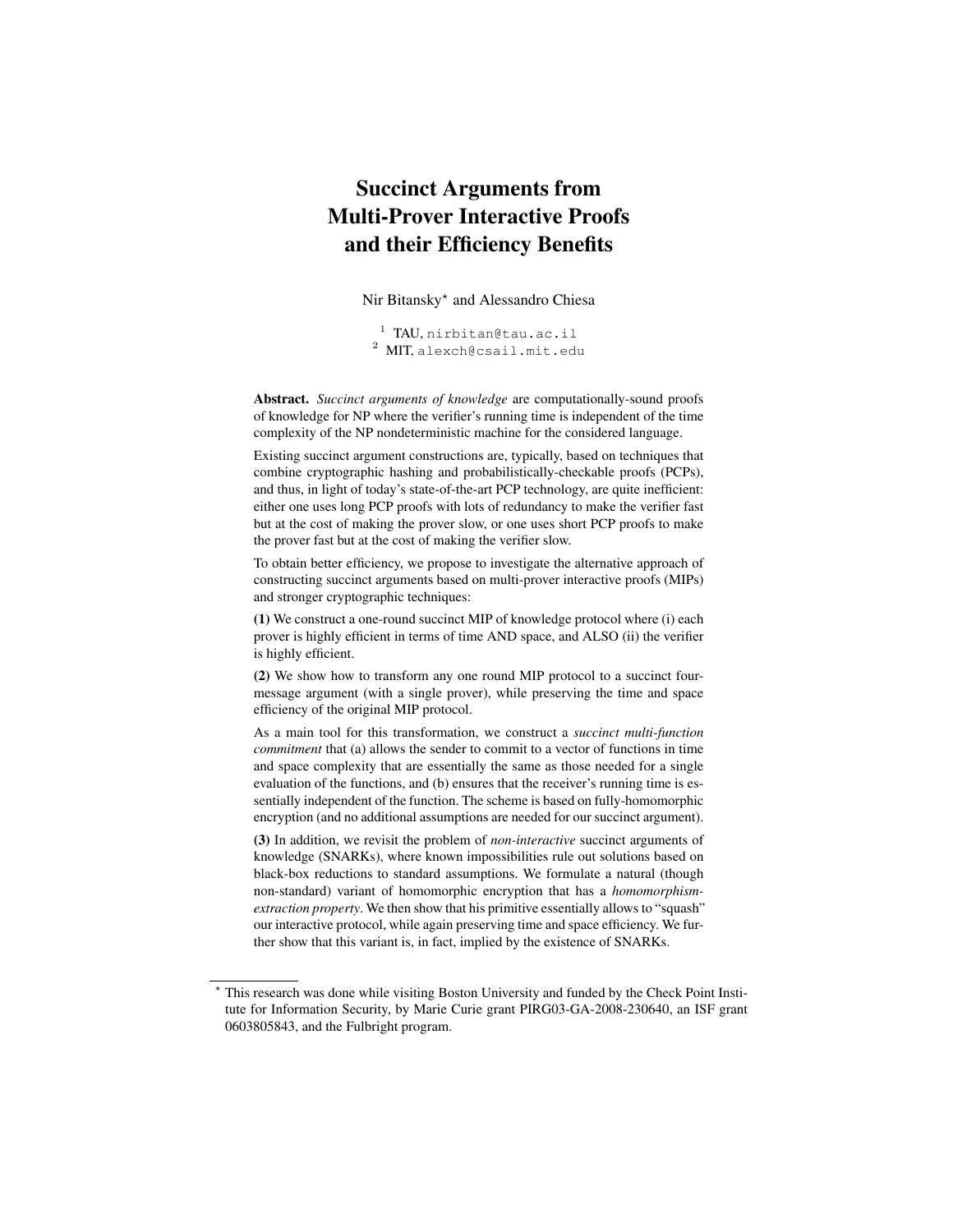# Succinct Arguments from Multi-Prover Interactive Proofs and their Efficiency Benefits

Nir Bitansky* and Alessandro Chiesa

[1] TAU, nirbitan@tau.ac.il
[2] MIT, alexch@csail.mit.edu

**Abstract.** *Succinct arguments of knowledge* are computationally-sound proofs of knowledge for NP where the verifier's running time is independent of the time complexity of the NP nondeterministic machine for the considered language.

Existing succinct argument constructions are, typically, based on techniques that combine cryptographic hashing and probabilistically-checkable proofs (PCPs), and thus, in light of today's state-of-the-art PCP technology, are quite inefficient: either one uses long PCP proofs with lots of redundancy to make the verifier fast but at the cost of making the prover slow, or one uses short PCP proofs to make the prover fast but at the cost of making the verifier slow.

To obtain better efficiency, we propose to investigate the alternative approach of constructing succinct arguments based on multi-prover interactive proofs (MIPs) and stronger cryptographic techniques:

**(1)** We construct a one-round succinct MIP of knowledge protocol where (i) each prover is highly efficient in terms of time AND space, and ALSO (ii) the verifier is highly efficient.

**(2)** We show how to transform any one round MIP protocol to a succinct four-message argument (with a single prover), while preserving the time and space efficiency of the original MIP protocol.

As a main tool for this transformation, we construct a *succinct multi-function commitment* that (a) allows the sender to commit to a vector of functions in time and space complexity that are essentially the same as those needed for a single evaluation of the functions, and (b) ensures that the receiver's running time is essentially independent of the function. The scheme is based on fully-homomorphic encryption (and no additional assumptions are needed for our succinct argument).

**(3)** In addition, we revisit the problem of *non-interactive* succinct arguments of knowledge (SNARKs), where known impossibilities rule out solutions based on black-box reductions to standard assumptions. We formulate a natural (though non-standard) variant of homomorphic encryption that has a *homomorphism-extraction property*. We then show that his primitive essentially allows to "squash" our interactive protocol, while again preserving time and space efficiency. We further show that this variant is, in fact, implied by the existence of SNARKs.

---

* This research was done while visiting Boston University and funded by the Check Point Institute for Information Security, by Marie Curie grant PIRG03-GA-2008-230640, an ISF grant 0603805843, and the Fulbright program.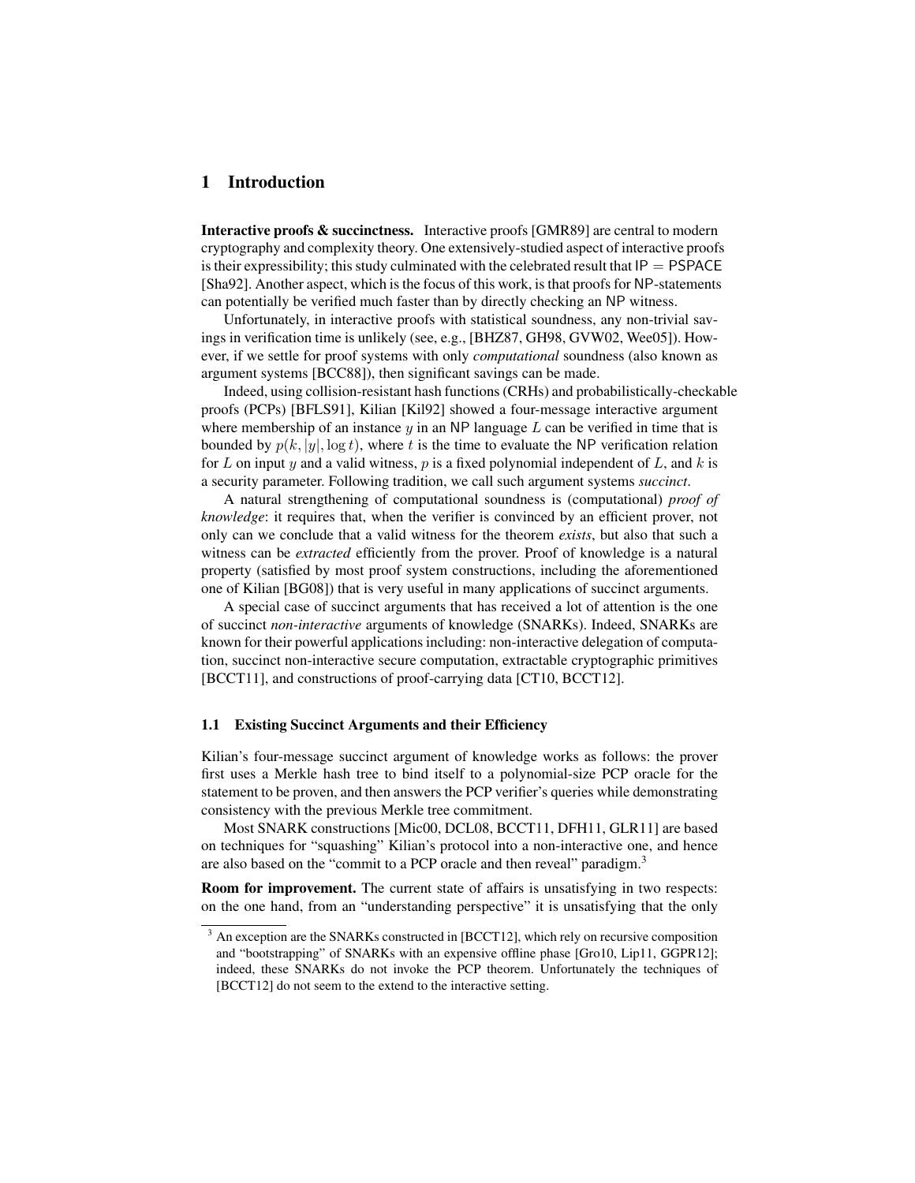# 1 Introduction

**Interactive proofs & succinctness.** Interactive proofs [GMR89] are central to modern cryptography and complexity theory. One extensively-studied aspect of interactive proofs is their expressibility; this study culminated with the celebrated result that $\mathsf{IP} = \mathsf{PSPACE}$ [Sha92]. Another aspect, which is the focus of this work, is that proofs for NP-statements can potentially be verified much faster than by directly checking an NP witness.

Unfortunately, in interactive proofs with statistical soundness, any non-trivial savings in verification time is unlikely (see, e.g., [BHZ87, GH98, GVW02, Wee05]). However, if we settle for proof systems with only *computational* soundness (also known as argument systems [BCC88]), then significant savings can be made.

Indeed, using collision-resistant hash functions (CRHs) and probabilistically-checkable proofs (PCPs) [BFLS91], Kilian [Kil92] showed a four-message interactive argument where membership of an instance $y$ in an NP language $L$ can be verified in time that is bounded by $p(k, |y|, \log t)$, where $t$ is the time to evaluate the NP verification relation for $L$ on input $y$ and a valid witness, $p$ is a fixed polynomial independent of $L$, and $k$ is a security parameter. Following tradition, we call such argument systems *succinct*.

A natural strengthening of computational soundness is (computational) *proof of knowledge*: it requires that, when the verifier is convinced by an efficient prover, not only can we conclude that a valid witness for the theorem *exists*, but also that such a witness can be *extracted* efficiently from the prover. Proof of knowledge is a natural property (satisfied by most proof system constructions, including the aforementioned one of Kilian [BG08]) that is very useful in many applications of succinct arguments.

A special case of succinct arguments that has received a lot of attention is the one of succinct *non-interactive* arguments of knowledge (SNARKs). Indeed, SNARKs are known for their powerful applications including: non-interactive delegation of computation, succinct non-interactive secure computation, extractable cryptographic primitives [BCCT11], and constructions of proof-carrying data [CT10, BCCT12].

## 1.1 Existing Succinct Arguments and their Efficiency

Kilian's four-message succinct argument of knowledge works as follows: the prover first uses a Merkle hash tree to bind itself to a polynomial-size PCP oracle for the statement to be proven, and then answers the PCP verifier's queries while demonstrating consistency with the previous Merkle tree commitment.

Most SNARK constructions [Mic00, DCL08, BCCT11, DFH11, GLR11] are based on techniques for "squashing" Kilian's protocol into a non-interactive one, and hence are also based on the "commit to a PCP oracle and then reveal" paradigm.[3]

**Room for improvement.** The current state of affairs is unsatisfying in two respects: on the one hand, from an "understanding perspective" it is unsatisfying that the only

[3] An exception are the SNARKs constructed in [BCCT12], which rely on recursive composition and "bootstrapping" of SNARKs with an expensive offline phase [Gro10, Lip11, GGPR12]; indeed, these SNARKs do not invoke the PCP theorem. Unfortunately the techniques of [BCCT12] do not seem to the extend to the interactive setting.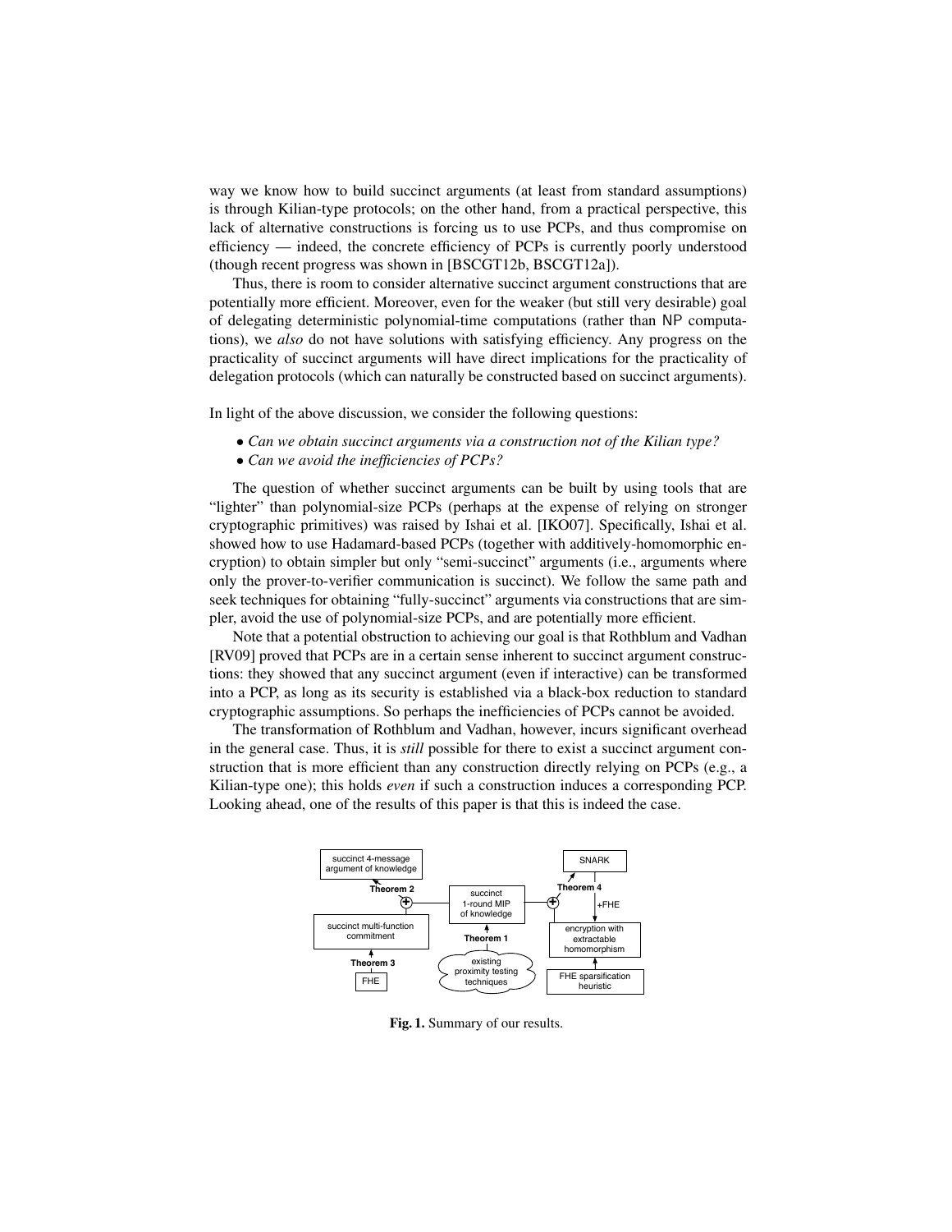way we know how to build succinct arguments (at least from standard assumptions) is through Kilian-type protocols; on the other hand, from a practical perspective, this lack of alternative constructions is forcing us to use PCPs, and thus compromise on efficiency — indeed, the concrete efficiency of PCPs is currently poorly understood (though recent progress was shown in [BSCGT12b, BSCGT12a]).

Thus, there is room to consider alternative succinct argument constructions that are potentially more efficient. Moreover, even for the weaker (but still very desirable) goal of delegating deterministic polynomial-time computations (rather than NP computations), we *also* do not have solutions with satisfying efficiency. Any progress on the practicality of succinct arguments will have direct implications for the practicality of delegation protocols (which can naturally be constructed based on succinct arguments).

In light of the above discussion, we consider the following questions:

- *Can we obtain succinct arguments via a construction not of the Kilian type?*
- *Can we avoid the inefficiencies of PCPs?*

The question of whether succinct arguments can be built by using tools that are "lighter" than polynomial-size PCPs (perhaps at the expense of relying on stronger cryptographic primitives) was raised by Ishai et al. [IKO07]. Specifically, Ishai et al. showed how to use Hadamard-based PCPs (together with additively-homomorphic encryption) to obtain simpler but only "semi-succinct" arguments (i.e., arguments where only the prover-to-verifier communication is succinct). We follow the same path and seek techniques for obtaining "fully-succinct" arguments via constructions that are simpler, avoid the use of polynomial-size PCPs, and are potentially more efficient.

Note that a potential obstruction to achieving our goal is that Rothblum and Vadhan [RV09] proved that PCPs are in a certain sense inherent to succinct argument constructions: they showed that any succinct argument (even if interactive) can be transformed into a PCP, as long as its security is established via a black-box reduction to standard cryptographic assumptions. So perhaps the inefficiencies of PCPs cannot be avoided.

The transformation of Rothblum and Vadhan, however, incurs significant overhead in the general case. Thus, it is *still* possible for there to exist a succinct argument construction that is more efficient than any construction directly relying on PCPs (e.g., a Kilian-type one); this holds *even* if such a construction induces a corresponding PCP. Looking ahead, one of the results of this paper is that this is indeed the case.

**Fig. 1.** Summary of our results.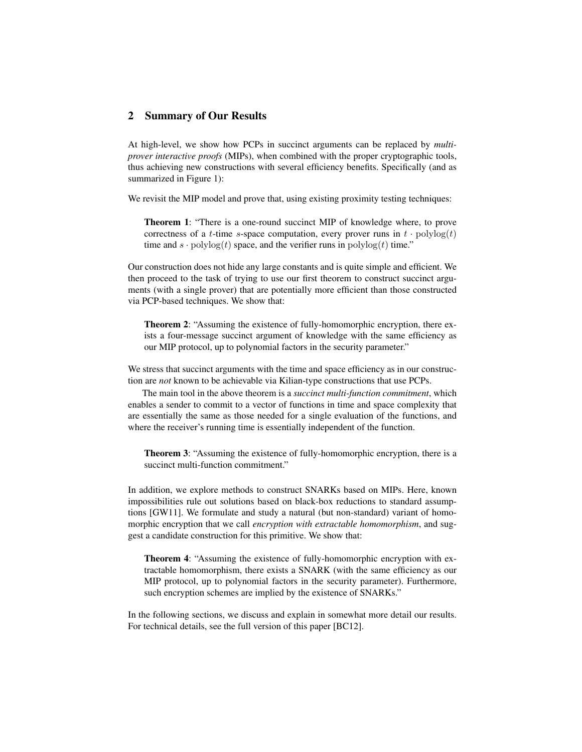## 2 Summary of Our Results

At high-level, we show how PCPs in succinct arguments can be replaced by *multi-prover interactive proofs* (MIPs), when combined with the proper cryptographic tools, thus achieving new constructions with several efficiency benefits. Specifically (and as summarized in Figure 1):

We revisit the MIP model and prove that, using existing proximity testing techniques:

> **Theorem 1**: "There is a one-round succinct MIP of knowledge where, to prove correctness of a $t$-time $s$-space computation, every prover runs in $t \cdot \mathrm{polylog}(t)$ time and $s \cdot \mathrm{polylog}(t)$ space, and the verifier runs in $\mathrm{polylog}(t)$ time."

Our construction does not hide any large constants and is quite simple and efficient. We then proceed to the task of trying to use our first theorem to construct succinct arguments (with a single prover) that are potentially more efficient than those constructed via PCP-based techniques. We show that:

> **Theorem 2**: "Assuming the existence of fully-homomorphic encryption, there exists a four-message succinct argument of knowledge with the same efficiency as our MIP protocol, up to polynomial factors in the security parameter."

We stress that succinct arguments with the time and space efficiency as in our construction are *not* known to be achievable via Kilian-type constructions that use PCPs.

The main tool in the above theorem is a *succinct multi-function commitment*, which enables a sender to commit to a vector of functions in time and space complexity that are essentially the same as those needed for a single evaluation of the functions, and where the receiver's running time is essentially independent of the function.

> **Theorem 3**: "Assuming the existence of fully-homomorphic encryption, there is a succinct multi-function commitment."

In addition, we explore methods to construct SNARKs based on MIPs. Here, known impossibilities rule out solutions based on black-box reductions to standard assumptions [GW11]. We formulate and study a natural (but non-standard) variant of homomorphic encryption that we call *encryption with extractable homomorphism*, and suggest a candidate construction for this primitive. We show that:

> **Theorem 4**: "Assuming the existence of fully-homomorphic encryption with extractable homomorphism, there exists a SNARK (with the same efficiency as our MIP protocol, up to polynomial factors in the security parameter). Furthermore, such encryption schemes are implied by the existence of SNARKs."

In the following sections, we discuss and explain in somewhat more detail our results. For technical details, see the full version of this paper [BC12].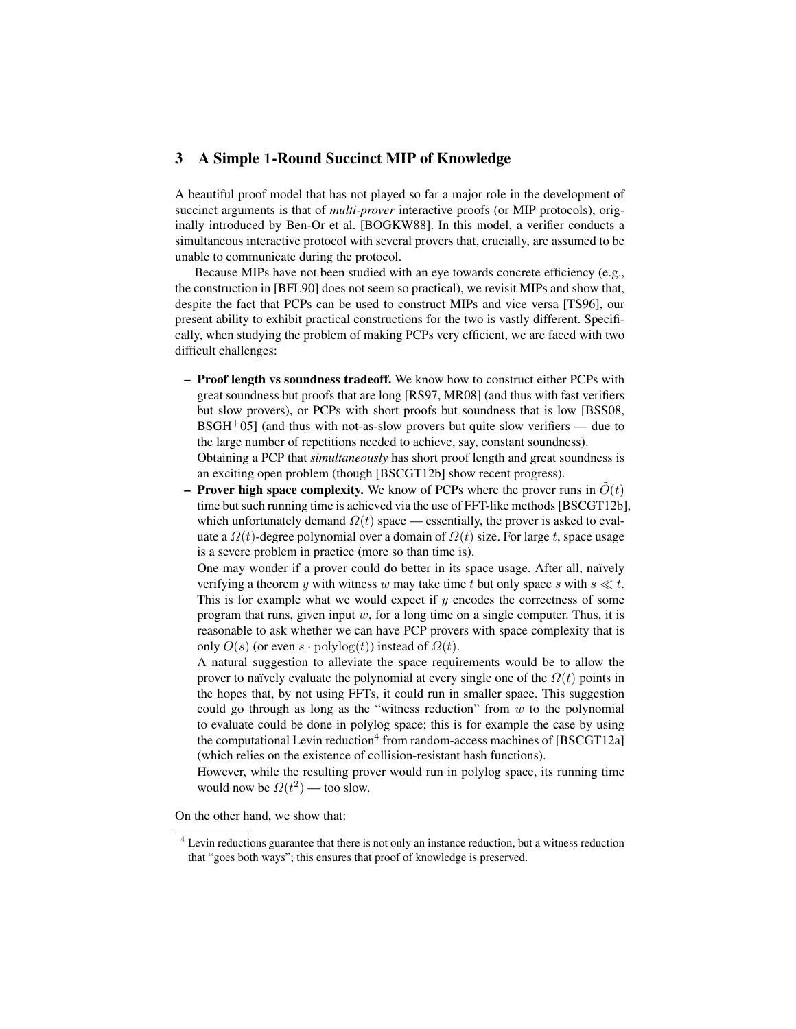## 3 A Simple 1-Round Succinct MIP of Knowledge

A beautiful proof model that has not played so far a major role in the development of succinct arguments is that of *multi-prover* interactive proofs (or MIP protocols), originally introduced by Ben-Or et al. [BOGKW88]. In this model, a verifier conducts a simultaneous interactive protocol with several provers that, crucially, are assumed to be unable to communicate during the protocol.

Because MIPs have not been studied with an eye towards concrete efficiency (e.g., the construction in [BFL90] does not seem so practical), we revisit MIPs and show that, despite the fact that PCPs can be used to construct MIPs and vice versa [TS96], our present ability to exhibit practical constructions for the two is vastly different. Specifically, when studying the problem of making PCPs very efficient, we are faced with two difficult challenges:

- **Proof length vs soundness tradeoff.** We know how to construct either PCPs with great soundness but proofs that are long [RS97, MR08] (and thus with fast verifiers but slow provers), or PCPs with short proofs but soundness that is low [BSS08, BSGH$^+$05] (and thus with not-as-slow provers but quite slow verifiers — due to the large number of repetitions needed to achieve, say, constant soundness).
  Obtaining a PCP that *simultaneously* has short proof length and great soundness is an exciting open problem (though [BSCGT12b] show recent progress).
- **Prover high space complexity.** We know of PCPs where the prover runs in $\tilde{O}(t)$ time but such running time is achieved via the use of FFT-like methods [BSCGT12b], which unfortunately demand $\Omega(t)$ space — essentially, the prover is asked to evaluate a $\Omega(t)$-degree polynomial over a domain of $\Omega(t)$ size. For large $t$, space usage is a severe problem in practice (more so than time is).
  One may wonder if a prover could do better in its space usage. After all, naïvely verifying a theorem $y$ with witness $w$ may take time $t$ but only space $s$ with $s \ll t$. This is for example what we would expect if $y$ encodes the correctness of some program that runs, given input $w$, for a long time on a single computer. Thus, it is reasonable to ask whether we can have PCP provers with space complexity that is only $O(s)$ (or even $s \cdot \mathrm{polylog}(t)$) instead of $\Omega(t)$.
  A natural suggestion to alleviate the space requirements would be to allow the prover to naïvely evaluate the polynomial at every single one of the $\Omega(t)$ points in the hopes that, by not using FFTs, it could run in smaller space. This suggestion could go through as long as the "witness reduction" from $w$ to the polynomial to evaluate could be done in polylog space; this is for example the case by using the computational Levin reduction[4] from random-access machines of [BSCGT12a] (which relies on the existence of collision-resistant hash functions).
  However, while the resulting prover would run in polylog space, its running time would now be $\Omega(t^2)$ — too slow.

On the other hand, we show that:

[4] Levin reductions guarantee that there is not only an instance reduction, but a witness reduction that "goes both ways"; this ensures that proof of knowledge is preserved.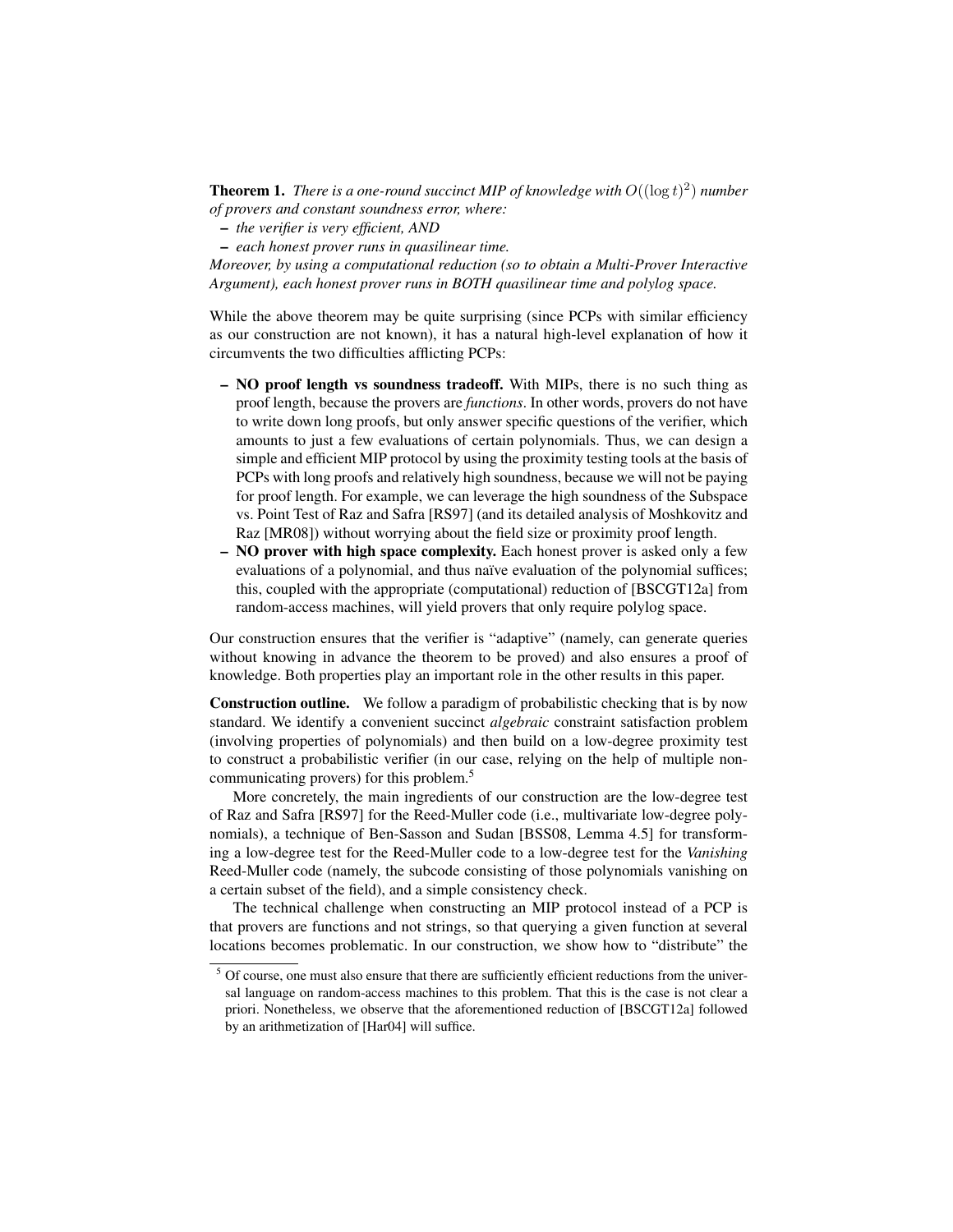**Theorem 1.** *There is a one-round succinct MIP of knowledge with $O((\log t)^2)$ number of provers and constant soundness error, where:*

- *the verifier is very efficient, AND*
- *each honest prover runs in quasilinear time.*

*Moreover, by using a computational reduction (so to obtain a Multi-Prover Interactive Argument), each honest prover runs in BOTH quasilinear time and polylog space.*

While the above theorem may be quite surprising (since PCPs with similar efficiency as our construction are not known), it has a natural high-level explanation of how it circumvents the two difficulties afflicting PCPs:

- **NO proof length vs soundness tradeoff.** With MIPs, there is no such thing as proof length, because the provers are *functions*. In other words, provers do not have to write down long proofs, but only answer specific questions of the verifier, which amounts to just a few evaluations of certain polynomials. Thus, we can design a simple and efficient MIP protocol by using the proximity testing tools at the basis of PCPs with long proofs and relatively high soundness, because we will not be paying for proof length. For example, we can leverage the high soundness of the Subspace vs. Point Test of Raz and Safra [RS97] (and its detailed analysis of Moshkovitz and Raz [MR08]) without worrying about the field size or proximity proof length.
- **NO prover with high space complexity.** Each honest prover is asked only a few evaluations of a polynomial, and thus naïve evaluation of the polynomial suffices; this, coupled with the appropriate (computational) reduction of [BSCGT12a] from random-access machines, will yield provers that only require polylog space.

Our construction ensures that the verifier is "adaptive" (namely, can generate queries without knowing in advance the theorem to be proved) and also ensures a proof of knowledge. Both properties play an important role in the other results in this paper.

**Construction outline.** We follow a paradigm of probabilistic checking that is by now standard. We identify a convenient succinct *algebraic* constraint satisfaction problem (involving properties of polynomials) and then build on a low-degree proximity test to construct a probabilistic verifier (in our case, relying on the help of multiple non-communicating provers) for this problem.[5]

More concretely, the main ingredients of our construction are the low-degree test of Raz and Safra [RS97] for the Reed-Muller code (i.e., multivariate low-degree polynomials), a technique of Ben-Sasson and Sudan [BSS08, Lemma 4.5] for transforming a low-degree test for the Reed-Muller code to a low-degree test for the *Vanishing* Reed-Muller code (namely, the subcode consisting of those polynomials vanishing on a certain subset of the field), and a simple consistency check.

The technical challenge when constructing an MIP protocol instead of a PCP is that provers are functions and not strings, so that querying a given function at several locations becomes problematic. In our construction, we show how to "distribute" the

[5] Of course, one must also ensure that there are sufficiently efficient reductions from the universal language on random-access machines to this problem. That this is the case is not clear a priori. Nonetheless, we observe that the aforementioned reduction of [BSCGT12a] followed by an arithmetization of [Har04] will suffice.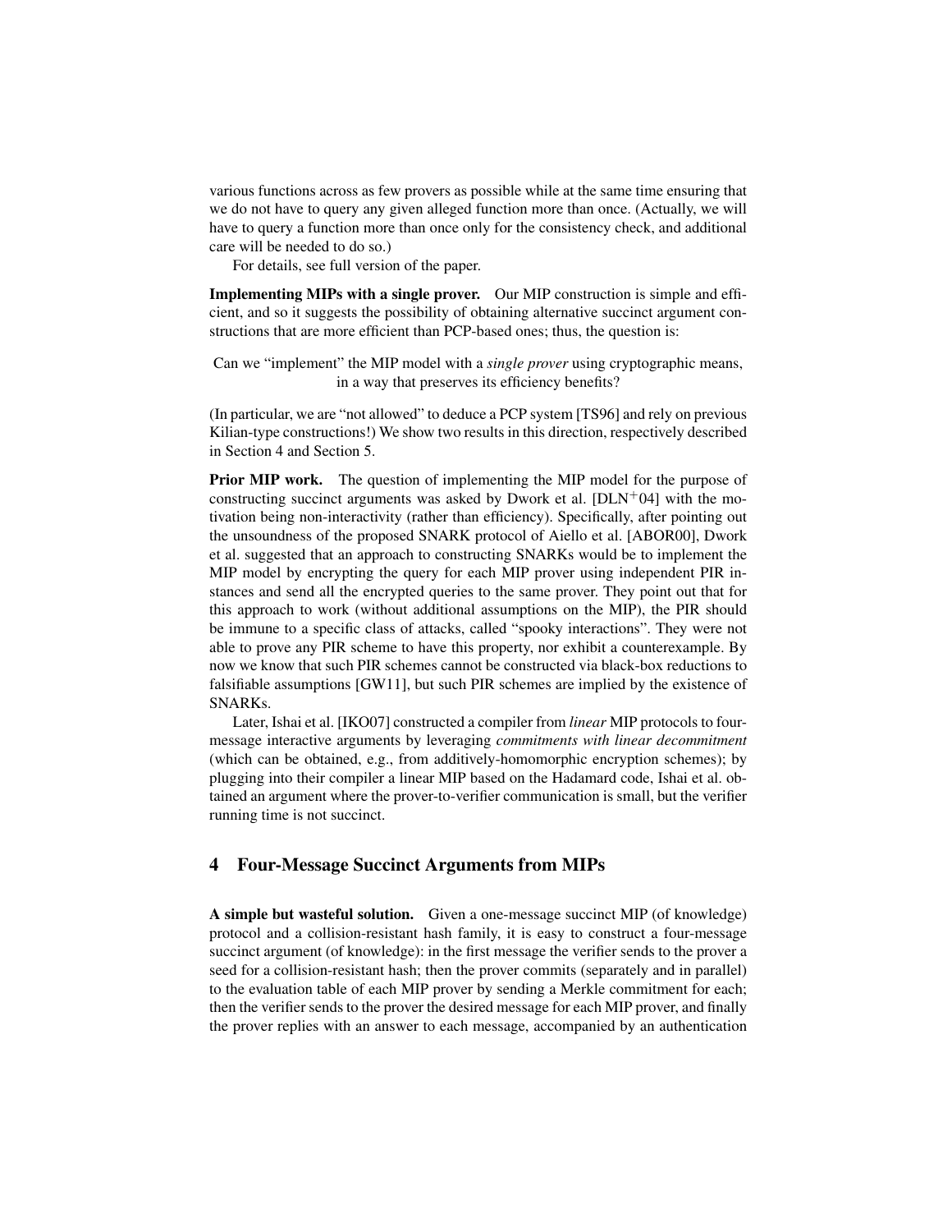various functions across as few provers as possible while at the same time ensuring that we do not have to query any given alleged function more than once. (Actually, we will have to query a function more than once only for the consistency check, and additional care will be needed to do so.)

For details, see full version of the paper.

**Implementing MIPs with a single prover.** Our MIP construction is simple and efficient, and so it suggests the possibility of obtaining alternative succinct argument constructions that are more efficient than PCP-based ones; thus, the question is:

Can we "implement" the MIP model with a *single prover* using cryptographic means, in a way that preserves its efficiency benefits?

(In particular, we are "not allowed" to deduce a PCP system [TS96] and rely on previous Kilian-type constructions!) We show two results in this direction, respectively described in Section 4 and Section 5.

**Prior MIP work.** The question of implementing the MIP model for the purpose of constructing succinct arguments was asked by Dwork et al. [DLN$^+$04] with the motivation being non-interactivity (rather than efficiency). Specifically, after pointing out the unsoundness of the proposed SNARK protocol of Aiello et al. [ABOR00], Dwork et al. suggested that an approach to constructing SNARKs would be to implement the MIP model by encrypting the query for each MIP prover using independent PIR instances and send all the encrypted queries to the same prover. They point out that for this approach to work (without additional assumptions on the MIP), the PIR should be immune to a specific class of attacks, called "spooky interactions". They were not able to prove any PIR scheme to have this property, nor exhibit a counterexample. By now we know that such PIR schemes cannot be constructed via black-box reductions to falsifiable assumptions [GW11], but such PIR schemes are implied by the existence of SNARKs.

Later, Ishai et al. [IKO07] constructed a compiler from *linear* MIP protocols to four-message interactive arguments by leveraging *commitments with linear decommitment* (which can be obtained, e.g., from additively-homomorphic encryption schemes); by plugging into their compiler a linear MIP based on the Hadamard code, Ishai et al. obtained an argument where the prover-to-verifier communication is small, but the verifier running time is not succinct.

## 4 Four-Message Succinct Arguments from MIPs

**A simple but wasteful solution.** Given a one-message succinct MIP (of knowledge) protocol and a collision-resistant hash family, it is easy to construct a four-message succinct argument (of knowledge): in the first message the verifier sends to the prover a seed for a collision-resistant hash; then the prover commits (separately and in parallel) to the evaluation table of each MIP prover by sending a Merkle commitment for each; then the verifier sends to the prover the desired message for each MIP prover, and finally the prover replies with an answer to each message, accompanied by an authentication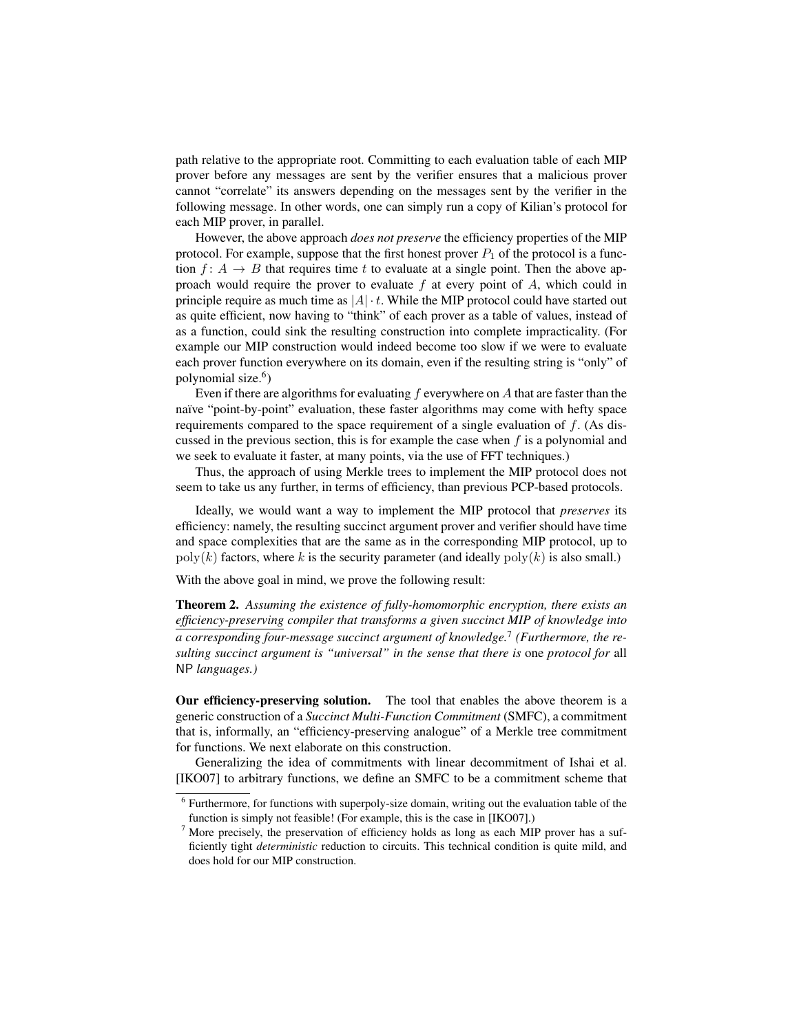path relative to the appropriate root. Committing to each evaluation table of each MIP prover before any messages are sent by the verifier ensures that a malicious prover cannot "correlate" its answers depending on the messages sent by the verifier in the following message. In other words, one can simply run a copy of Kilian's protocol for each MIP prover, in parallel.

However, the above approach *does not preserve* the efficiency properties of the MIP protocol. For example, suppose that the first honest prover $P_1$ of the protocol is a function $f : A \to B$ that requires time $t$ to evaluate at a single point. Then the above approach would require the prover to evaluate $f$ at every point of $A$, which could in principle require as much time as $|A| \cdot t$. While the MIP protocol could have started out as quite efficient, now having to "think" of each prover as a table of values, instead of as a function, could sink the resulting construction into complete impracticality. (For example our MIP construction would indeed become too slow if we were to evaluate each prover function everywhere on its domain, even if the resulting string is "only" of polynomial size.[6])

Even if there are algorithms for evaluating $f$ everywhere on $A$ that are faster than the naïve "point-by-point" evaluation, these faster algorithms may come with hefty space requirements compared to the space requirement of a single evaluation of $f$. (As discussed in the previous section, this is for example the case when $f$ is a polynomial and we seek to evaluate it faster, at many points, via the use of FFT techniques.)

Thus, the approach of using Merkle trees to implement the MIP protocol does not seem to take us any further, in terms of efficiency, than previous PCP-based protocols.

Ideally, we would want a way to implement the MIP protocol that *preserves* its efficiency: namely, the resulting succinct argument prover and verifier should have time and space complexities that are the same as in the corresponding MIP protocol, up to $\mathrm{poly}(k)$ factors, where $k$ is the security parameter (and ideally $\mathrm{poly}(k)$ is also small.)

With the above goal in mind, we prove the following result:

**Theorem 2.** *Assuming the existence of fully-homomorphic encryption, there exists an efficiency-preserving compiler that transforms a given succinct MIP of knowledge into a corresponding four-message succinct argument of knowledge.*[7] *(Furthermore, the resulting succinct argument is "universal" in the sense that there is* one *protocol for* all NP *languages.)*

**Our efficiency-preserving solution.** The tool that enables the above theorem is a generic construction of a *Succinct Multi-Function Commitment* (SMFC), a commitment that is, informally, an "efficiency-preserving analogue" of a Merkle tree commitment for functions. We next elaborate on this construction.

Generalizing the idea of commitments with linear decommitment of Ishai et al. [IKO07] to arbitrary functions, we define an SMFC to be a commitment scheme that

[6] Furthermore, for functions with superpoly-size domain, writing out the evaluation table of the function is simply not feasible! (For example, this is the case in [IKO07].)

[7] More precisely, the preservation of efficiency holds as long as each MIP prover has a sufficiently tight *deterministic* reduction to circuits. This technical condition is quite mild, and does hold for our MIP construction.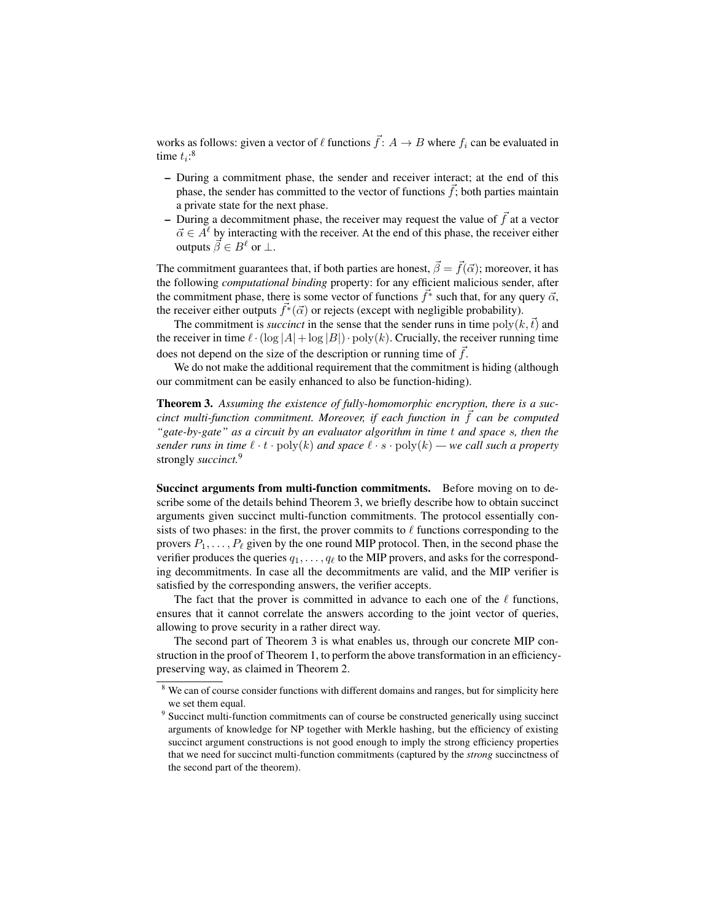works as follows: given a vector of $\ell$ functions $\vec{f}\colon A \to B$ where $f_i$ can be evaluated in time $t_i$:[8]

- During a commitment phase, the sender and receiver interact; at the end of this phase, the sender has committed to the vector of functions $\vec{f}$; both parties maintain a private state for the next phase.
- During a decommitment phase, the receiver may request the value of $\vec{f}$ at a vector $\vec{\alpha} \in A^\ell$ by interacting with the receiver. At the end of this phase, the receiver either outputs $\vec{\beta} \in B^\ell$ or $\perp$.

The commitment guarantees that, if both parties are honest, $\vec{\beta} = \vec{f}(\vec{\alpha})$; moreover, it has the following *computational binding* property: for any efficient malicious sender, after the commitment phase, there is some vector of functions $\vec{f^*}$ such that, for any query $\vec{\alpha}$, the receiver either outputs $\vec{f^*}(\vec{\alpha})$ or rejects (except with negligible probability).

The commitment is *succinct* in the sense that the sender runs in time $\mathrm{poly}(k, \vec{t})$ and the receiver in time $\ell \cdot (\log |A| + \log |B|) \cdot \mathrm{poly}(k)$. Crucially, the receiver running time does not depend on the size of the description or running time of $\vec{f}$.

We do not make the additional requirement that the commitment is hiding (although our commitment can be easily enhanced to also be function-hiding).

**Theorem 3.** *Assuming the existence of fully-homomorphic encryption, there is a succinct multi-function commitment. Moreover, if each function in $\vec{f}$ can be computed "gate-by-gate" as a circuit by an evaluator algorithm in time $t$ and space $s$, then the sender runs in time $\ell \cdot t \cdot \mathrm{poly}(k)$ and space $\ell \cdot s \cdot \mathrm{poly}(k)$ — we call such a property* strongly *succinct.*[9]

**Succinct arguments from multi-function commitments.** Before moving on to describe some of the details behind Theorem 3, we briefly describe how to obtain succinct arguments given succinct multi-function commitments. The protocol essentially consists of two phases: in the first, the prover commits to $\ell$ functions corresponding to the provers $P_1, \ldots, P_\ell$ given by the one round MIP protocol. Then, in the second phase the verifier produces the queries $q_1, \ldots, q_\ell$ to the MIP provers, and asks for the corresponding decommitments. In case all the decommitments are valid, and the MIP verifier is satisfied by the corresponding answers, the verifier accepts.

The fact that the prover is committed in advance to each one of the $\ell$ functions, ensures that it cannot correlate the answers according to the joint vector of queries, allowing to prove security in a rather direct way.

The second part of Theorem 3 is what enables us, through our concrete MIP construction in the proof of Theorem 1, to perform the above transformation in an efficiency-preserving way, as claimed in Theorem 2.

---

[8] We can of course consider functions with different domains and ranges, but for simplicity here we set them equal.

[9] Succinct multi-function commitments can of course be constructed generically using succinct arguments of knowledge for NP together with Merkle hashing, but the efficiency of existing succinct argument constructions is not good enough to imply the strong efficiency properties that we need for succinct multi-function commitments (captured by the *strong* succinctness of the second part of the theorem).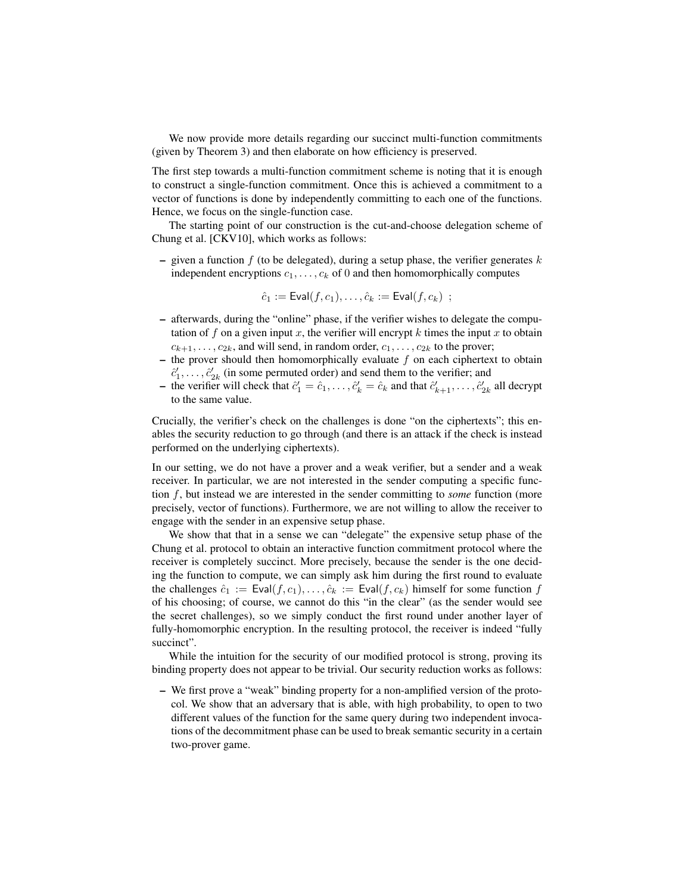We now provide more details regarding our succinct multi-function commitments (given by Theorem 3) and then elaborate on how efficiency is preserved.

The first step towards a multi-function commitment scheme is noting that it is enough to construct a single-function commitment. Once this is achieved a commitment to a vector of functions is done by independently committing to each one of the functions. Hence, we focus on the single-function case.

The starting point of our construction is the cut-and-choose delegation scheme of Chung et al. [CKV10], which works as follows:

– given a function $f$ (to be delegated), during a setup phase, the verifier generates $k$ independent encryptions $c_1, \ldots, c_k$ of 0 and then homomorphically computes

$$\hat{c}_1 := \mathsf{Eval}(f, c_1), \ldots, \hat{c}_k := \mathsf{Eval}(f, c_k) \ ;$$

– afterwards, during the "online" phase, if the verifier wishes to delegate the computation of $f$ on a given input $x$, the verifier will encrypt $k$ times the input $x$ to obtain $c_{k+1}, \ldots, c_{2k}$, and will send, in random order, $c_1, \ldots, c_{2k}$ to the prover;
– the prover should then homomorphically evaluate $f$ on each ciphertext to obtain $\hat{c}'_1, \ldots, \hat{c}'_{2k}$ (in some permuted order) and send them to the verifier; and
– the verifier will check that $\hat{c}'_1 = \hat{c}_1, \ldots, \hat{c}'_k = \hat{c}_k$ and that $\hat{c}'_{k+1}, \ldots, \hat{c}'_{2k}$ all decrypt to the same value.

Crucially, the verifier's check on the challenges is done "on the ciphertexts"; this enables the security reduction to go through (and there is an attack if the check is instead performed on the underlying ciphertexts).

In our setting, we do not have a prover and a weak verifier, but a sender and a weak receiver. In particular, we are not interested in the sender computing a specific function $f$, but instead we are interested in the sender committing to *some* function (more precisely, vector of functions). Furthermore, we are not willing to allow the receiver to engage with the sender in an expensive setup phase.

We show that that in a sense we can "delegate" the expensive setup phase of the Chung et al. protocol to obtain an interactive function commitment protocol where the receiver is completely succinct. More precisely, because the sender is the one deciding the function to compute, we can simply ask him during the first round to evaluate the challenges $\hat{c}_1 := \mathsf{Eval}(f, c_1), \ldots, \hat{c}_k := \mathsf{Eval}(f, c_k)$ himself for some function $f$ of his choosing; of course, we cannot do this "in the clear" (as the sender would see the secret challenges), so we simply conduct the first round under another layer of fully-homomorphic encryption. In the resulting protocol, the receiver is indeed "fully succinct".

While the intuition for the security of our modified protocol is strong, proving its binding property does not appear to be trivial. Our security reduction works as follows:

– We first prove a "weak" binding property for a non-amplified version of the protocol. We show that an adversary that is able, with high probability, to open to two different values of the function for the same query during two independent invocations of the decommitment phase can be used to break semantic security in a certain two-prover game.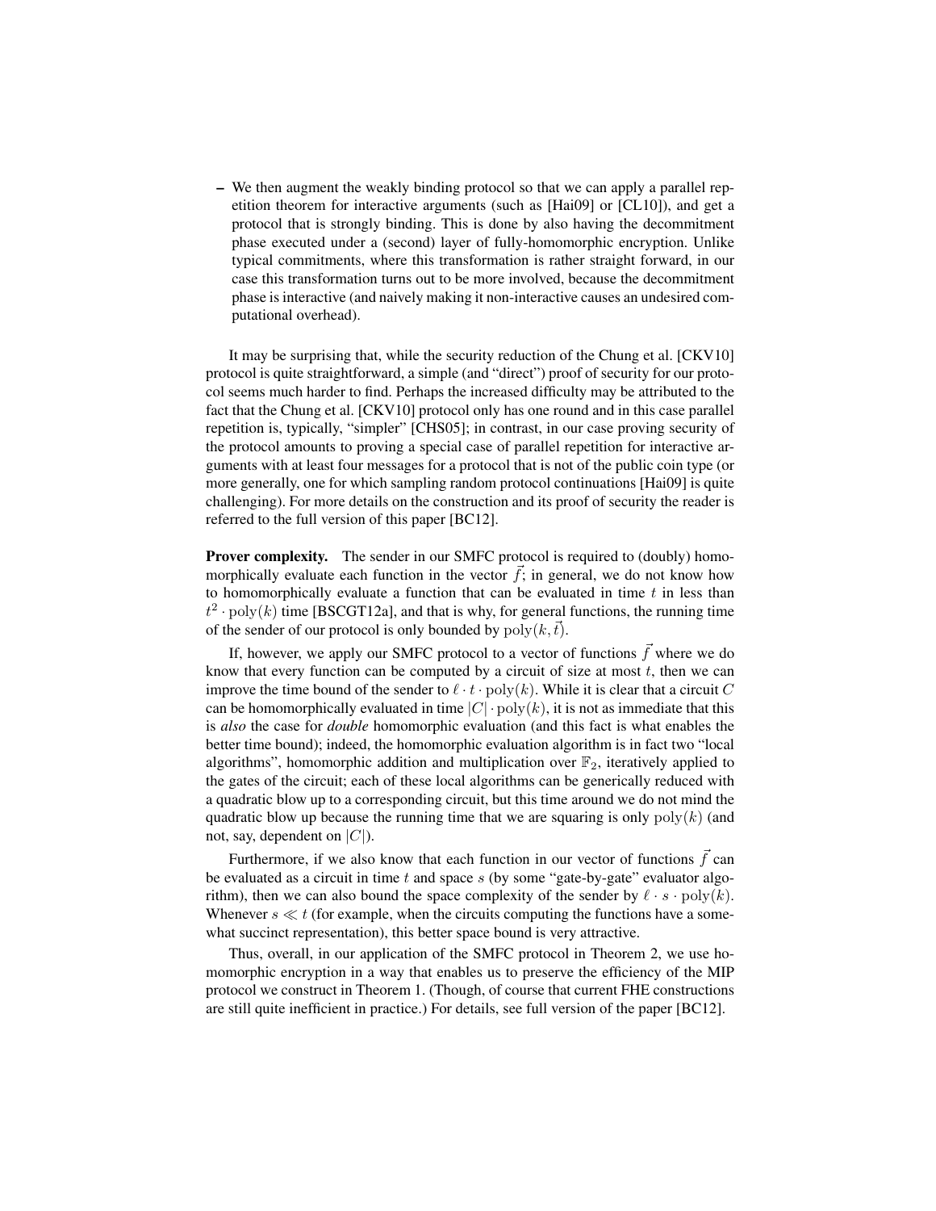- We then augment the weakly binding protocol so that we can apply a parallel repetition theorem for interactive arguments (such as [Hai09] or [CL10]), and get a protocol that is strongly binding. This is done by also having the decommitment phase executed under a (second) layer of fully-homomorphic encryption. Unlike typical commitments, where this transformation is rather straight forward, in our case this transformation turns out to be more involved, because the decommitment phase is interactive (and naively making it non-interactive causes an undesired computational overhead).

It may be surprising that, while the security reduction of the Chung et al. [CKV10] protocol is quite straightforward, a simple (and "direct") proof of security for our protocol seems much harder to find. Perhaps the increased difficulty may be attributed to the fact that the Chung et al. [CKV10] protocol only has one round and in this case parallel repetition is, typically, "simpler" [CHS05]; in contrast, in our case proving security of the protocol amounts to proving a special case of parallel repetition for interactive arguments with at least four messages for a protocol that is not of the public coin type (or more generally, one for which sampling random protocol continuations [Hai09] is quite challenging). For more details on the construction and its proof of security the reader is referred to the full version of this paper [BC12].

**Prover complexity.** The sender in our SMFC protocol is required to (doubly) homomorphically evaluate each function in the vector $\vec{f}$; in general, we do not know how to homomorphically evaluate a function that can be evaluated in time $t$ in less than $t^2 \cdot \mathrm{poly}(k)$ time [BSCGT12a], and that is why, for general functions, the running time of the sender of our protocol is only bounded by $\mathrm{poly}(k, \vec{t})$.

If, however, we apply our SMFC protocol to a vector of functions $\vec{f}$ where we do know that every function can be computed by a circuit of size at most $t$, then we can improve the time bound of the sender to $\ell \cdot t \cdot \mathrm{poly}(k)$. While it is clear that a circuit $C$ can be homomorphically evaluated in time $|C| \cdot \mathrm{poly}(k)$, it is not as immediate that this is *also* the case for *double* homomorphic evaluation (and this fact is what enables the better time bound); indeed, the homomorphic evaluation algorithm is in fact two "local algorithms", homomorphic addition and multiplication over $\mathbb{F}_2$, iteratively applied to the gates of the circuit; each of these local algorithms can be generically reduced with a quadratic blow up to a corresponding circuit, but this time around we do not mind the quadratic blow up because the running time that we are squaring is only $\mathrm{poly}(k)$ (and not, say, dependent on $|C|$).

Furthermore, if we also know that each function in our vector of functions $\vec{f}$ can be evaluated as a circuit in time $t$ and space $s$ (by some "gate-by-gate" evaluator algorithm), then we can also bound the space complexity of the sender by $\ell \cdot s \cdot \mathrm{poly}(k)$. Whenever $s \ll t$ (for example, when the circuits computing the functions have a somewhat succinct representation), this better space bound is very attractive.

Thus, overall, in our application of the SMFC protocol in Theorem 2, we use homomorphic encryption in a way that enables us to preserve the efficiency of the MIP protocol we construct in Theorem 1. (Though, of course that current FHE constructions are still quite inefficient in practice.) For details, see full version of the paper [BC12].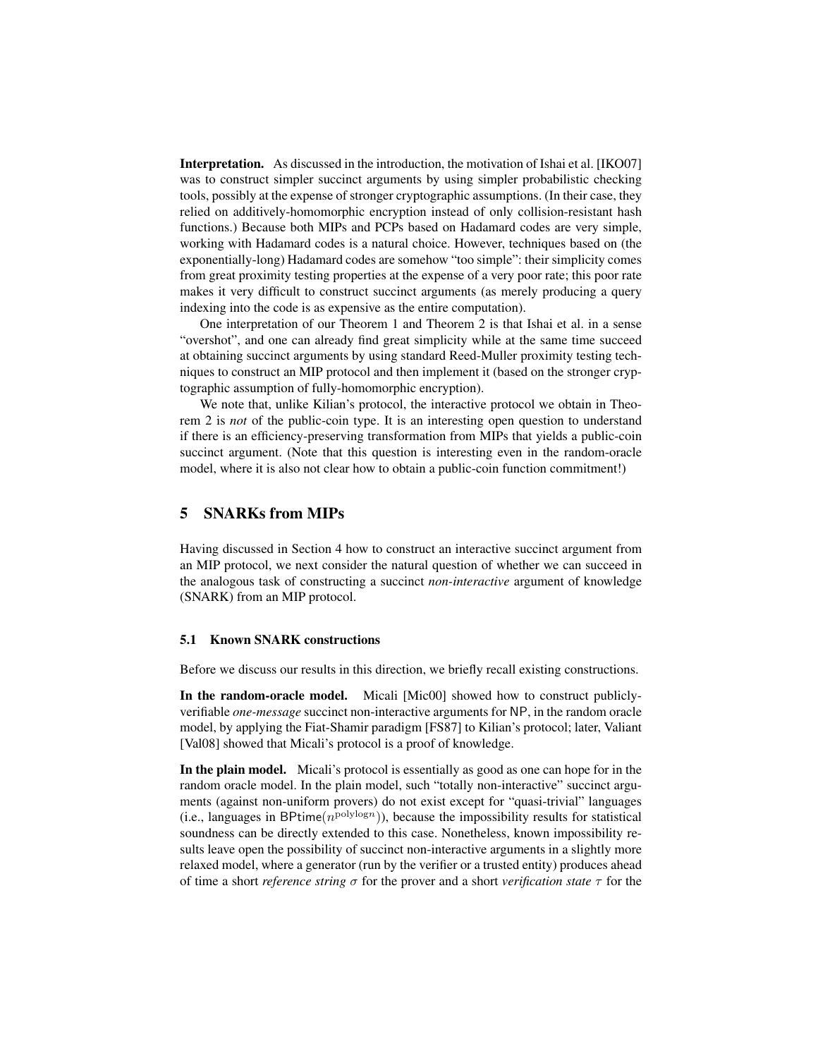**Interpretation.** As discussed in the introduction, the motivation of Ishai et al. [IKO07] was to construct simpler succinct arguments by using simpler probabilistic checking tools, possibly at the expense of stronger cryptographic assumptions. (In their case, they relied on additively-homomorphic encryption instead of only collision-resistant hash functions.) Because both MIPs and PCPs based on Hadamard codes are very simple, working with Hadamard codes is a natural choice. However, techniques based on (the exponentially-long) Hadamard codes are somehow "too simple": their simplicity comes from great proximity testing properties at the expense of a very poor rate; this poor rate makes it very difficult to construct succinct arguments (as merely producing a query indexing into the code is as expensive as the entire computation).

One interpretation of our Theorem 1 and Theorem 2 is that Ishai et al. in a sense "overshot", and one can already find great simplicity while at the same time succeed at obtaining succinct arguments by using standard Reed-Muller proximity testing techniques to construct an MIP protocol and then implement it (based on the stronger cryptographic assumption of fully-homomorphic encryption).

We note that, unlike Kilian's protocol, the interactive protocol we obtain in Theorem 2 is *not* of the public-coin type. It is an interesting open question to understand if there is an efficiency-preserving transformation from MIPs that yields a public-coin succinct argument. (Note that this question is interesting even in the random-oracle model, where it is also not clear how to obtain a public-coin function commitment!)

## 5 SNARKs from MIPs

Having discussed in Section 4 how to construct an interactive succinct argument from an MIP protocol, we next consider the natural question of whether we can succeed in the analogous task of constructing a succinct *non-interactive* argument of knowledge (SNARK) from an MIP protocol.

### 5.1 Known SNARK constructions

Before we discuss our results in this direction, we briefly recall existing constructions.

**In the random-oracle model.** Micali [Mic00] showed how to construct publicly-verifiable *one-message* succinct non-interactive arguments for NP, in the random oracle model, by applying the Fiat-Shamir paradigm [FS87] to Kilian's protocol; later, Valiant [Val08] showed that Micali's protocol is a proof of knowledge.

**In the plain model.** Micali's protocol is essentially as good as one can hope for in the random oracle model. In the plain model, such "totally non-interactive" succinct arguments (against non-uniform provers) do not exist except for "quasi-trivial" languages (i.e., languages in $\mathsf{BPtime}(n^{\mathrm{polylog} n})$), because the impossibility results for statistical soundness can be directly extended to this case. Nonetheless, known impossibility results leave open the possibility of succinct non-interactive arguments in a slightly more relaxed model, where a generator (run by the verifier or a trusted entity) produces ahead of time a short *reference string* $\sigma$ for the prover and a short *verification state* $\tau$ for the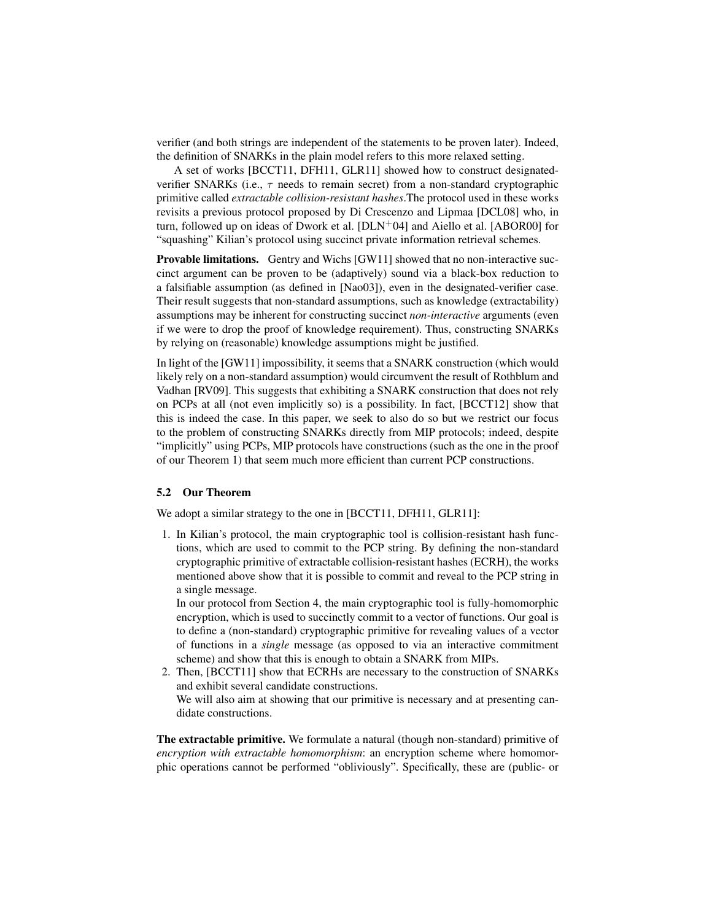verifier (and both strings are independent of the statements to be proven later). Indeed, the definition of SNARKs in the plain model refers to this more relaxed setting.

A set of works [BCCT11, DFH11, GLR11] showed how to construct designated-verifier SNARKs (i.e., $\tau$ needs to remain secret) from a non-standard cryptographic primitive called *extractable collision-resistant hashes*.The protocol used in these works revisits a previous protocol proposed by Di Crescenzo and Lipmaa [DCL08] who, in turn, followed up on ideas of Dwork et al. [DLN$^+$04] and Aiello et al. [ABOR00] for "squashing" Kilian's protocol using succinct private information retrieval schemes.

**Provable limitations.** Gentry and Wichs [GW11] showed that no non-interactive succinct argument can be proven to be (adaptively) sound via a black-box reduction to a falsifiable assumption (as defined in [Nao03]), even in the designated-verifier case. Their result suggests that non-standard assumptions, such as knowledge (extractability) assumptions may be inherent for constructing succinct *non-interactive* arguments (even if we were to drop the proof of knowledge requirement). Thus, constructing SNARKs by relying on (reasonable) knowledge assumptions might be justified.

In light of the [GW11] impossibility, it seems that a SNARK construction (which would likely rely on a non-standard assumption) would circumvent the result of Rothblum and Vadhan [RV09]. This suggests that exhibiting a SNARK construction that does not rely on PCPs at all (not even implicitly so) is a possibility. In fact, [BCCT12] show that this is indeed the case. In this paper, we seek to also do so but we restrict our focus to the problem of constructing SNARKs directly from MIP protocols; indeed, despite "implicitly" using PCPs, MIP protocols have constructions (such as the one in the proof of our Theorem 1) that seem much more efficient than current PCP constructions.

### 5.2 Our Theorem

We adopt a similar strategy to the one in [BCCT11, DFH11, GLR11]:

1. In Kilian's protocol, the main cryptographic tool is collision-resistant hash functions, which are used to commit to the PCP string. By defining the non-standard cryptographic primitive of extractable collision-resistant hashes (ECRH), the works mentioned above show that it is possible to commit and reveal to the PCP string in a single message.
   In our protocol from Section 4, the main cryptographic tool is fully-homomorphic encryption, which is used to succinctly commit to a vector of functions. Our goal is to define a (non-standard) cryptographic primitive for revealing values of a vector of functions in a *single* message (as opposed to via an interactive commitment scheme) and show that this is enough to obtain a SNARK from MIPs.
2. Then, [BCCT11] show that ECRHs are necessary to the construction of SNARKs and exhibit several candidate constructions.
   We will also aim at showing that our primitive is necessary and at presenting candidate constructions.

**The extractable primitive.** We formulate a natural (though non-standard) primitive of *encryption with extractable homomorphism*: an encryption scheme where homomorphic operations cannot be performed "obliviously". Specifically, these are (public- or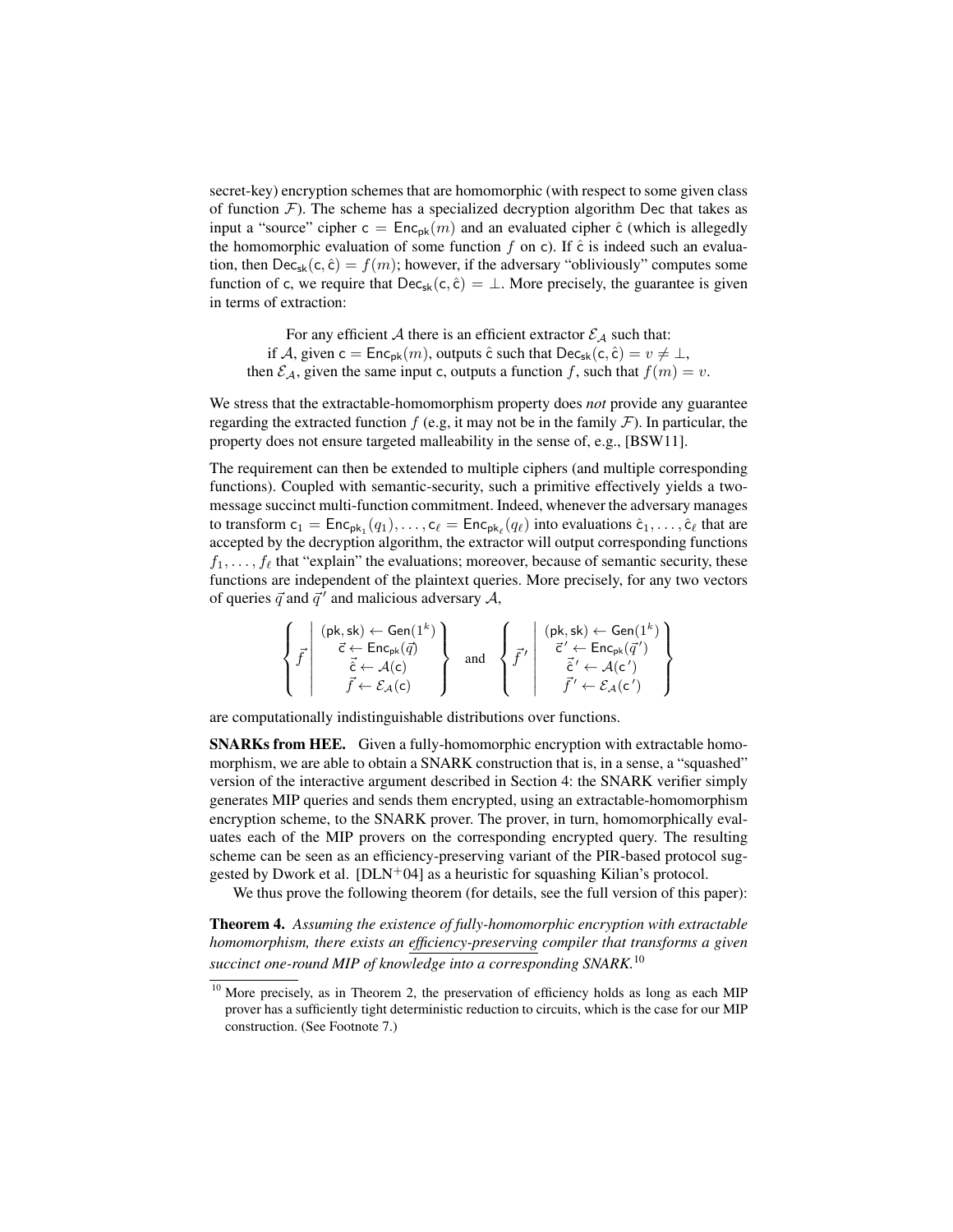secret-key) encryption schemes that are homomorphic (with respect to some given class of function $\mathcal{F}$). The scheme has a specialized decryption algorithm Dec that takes as input a "source" cipher $\mathsf{c} = \mathsf{Enc}_{\mathsf{pk}}(m)$ and an evaluated cipher $\hat{\mathsf{c}}$ (which is allegedly the homomorphic evaluation of some function $f$ on c). If $\hat{\mathsf{c}}$ is indeed such an evaluation, then $\mathsf{Dec}_{\mathsf{sk}}(\mathsf{c}, \hat{\mathsf{c}}) = f(m)$; however, if the adversary "obliviously" computes some function of c, we require that $\mathsf{Dec}_{\mathsf{sk}}(\mathsf{c}, \hat{\mathsf{c}}) = \bot$. More precisely, the guarantee is given in terms of extraction:

For any efficient $\mathcal{A}$ there is an efficient extractor $\mathcal{E}_{\mathcal{A}}$ such that:
if $\mathcal{A}$, given $\mathsf{c} = \mathsf{Enc}_{\mathsf{pk}}(m)$, outputs $\hat{\mathsf{c}}$ such that $\mathsf{Dec}_{\mathsf{sk}}(\mathsf{c}, \hat{\mathsf{c}}) = v \neq \bot$,
then $\mathcal{E}_{\mathcal{A}}$, given the same input c, outputs a function $f$, such that $f(m) = v$.

We stress that the extractable-homomorphism property does *not* provide any guarantee regarding the extracted function $f$ (e.g, it may not be in the family $\mathcal{F}$). In particular, the property does not ensure targeted malleability in the sense of, e.g., [BSW11].

The requirement can then be extended to multiple ciphers (and multiple corresponding functions). Coupled with semantic-security, such a primitive effectively yields a two-message succinct multi-function commitment. Indeed, whenever the adversary manages to transform $\mathsf{c}_1 = \mathsf{Enc}_{\mathsf{pk}_1}(q_1), \ldots, \mathsf{c}_\ell = \mathsf{Enc}_{\mathsf{pk}_\ell}(q_\ell)$ into evaluations $\hat{\mathsf{c}}_1, \ldots, \hat{\mathsf{c}}_\ell$ that are accepted by the decryption algorithm, the extractor will output corresponding functions $f_1, \ldots, f_\ell$ that "explain" the evaluations; moreover, because of semantic security, these functions are independent of the plaintext queries. More precisely, for any two vectors of queries $\vec{q}$ and $\vec{q}\,'$ and malicious adversary $\mathcal{A}$,

$$\left\{ \vec{f} \;\middle|\; \begin{array}{c} (\mathsf{pk}, \mathsf{sk}) \leftarrow \mathsf{Gen}(1^k) \\ \vec{\mathsf{c}} \leftarrow \mathsf{Enc}_{\mathsf{pk}}(\vec{q}) \\ \vec{\hat{\mathsf{c}}} \leftarrow \mathcal{A}(\mathsf{c}) \\ \vec{f} \leftarrow \mathcal{E}_{\mathcal{A}}(\mathsf{c}) \end{array} \right\} \quad \text{and} \quad \left\{ \vec{f}\,' \;\middle|\; \begin{array}{c} (\mathsf{pk}, \mathsf{sk}) \leftarrow \mathsf{Gen}(1^k) \\ \vec{\mathsf{c}}\,' \leftarrow \mathsf{Enc}_{\mathsf{pk}}(\vec{q}\,') \\ \vec{\hat{\mathsf{c}}}\,' \leftarrow \mathcal{A}(\mathsf{c}\,') \\ \vec{f}\,' \leftarrow \mathcal{E}_{\mathcal{A}}(\mathsf{c}\,') \end{array} \right\}$$

are computationally indistinguishable distributions over functions.

**SNARKs from HEE.** Given a fully-homomorphic encryption with extractable homomorphism, we are able to obtain a SNARK construction that is, in a sense, a "squashed" version of the interactive argument described in Section 4: the SNARK verifier simply generates MIP queries and sends them encrypted, using an extractable-homomorphism encryption scheme, to the SNARK prover. The prover, in turn, homomorphically evaluates each of the MIP provers on the corresponding encrypted query. The resulting scheme can be seen as an efficiency-preserving variant of the PIR-based protocol suggested by Dwork et al. [DLN+04] as a heuristic for squashing Kilian's protocol.

We thus prove the following theorem (for details, see the full version of this paper):

**Theorem 4.** *Assuming the existence of fully-homomorphic encryption with extractable homomorphism, there exists an efficiency-preserving compiler that transforms a given succinct one-round MIP of knowledge into a corresponding SNARK.*[10]

[10] More precisely, as in Theorem 2, the preservation of efficiency holds as long as each MIP prover has a sufficiently tight deterministic reduction to circuits, which is the case for our MIP construction. (See Footnote 7.)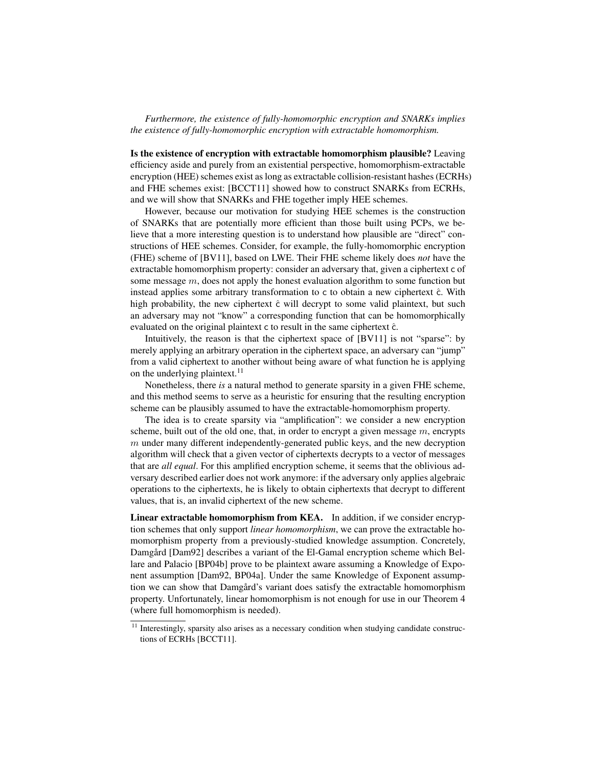*Furthermore, the existence of fully-homomorphic encryption and SNARKs implies the existence of fully-homomorphic encryption with extractable homomorphism.*

**Is the existence of encryption with extractable homomorphism plausible?** Leaving efficiency aside and purely from an existential perspective, homomorphism-extractable encryption (HEE) schemes exist as long as extractable collision-resistant hashes (ECRHs) and FHE schemes exist: [BCCT11] showed how to construct SNARKs from ECRHs, and we will show that SNARKs and FHE together imply HEE schemes.

However, because our motivation for studying HEE schemes is the construction of SNARKs that are potentially more efficient than those built using PCPs, we believe that a more interesting question is to understand how plausible are "direct" constructions of HEE schemes. Consider, for example, the fully-homomorphic encryption (FHE) scheme of [BV11], based on LWE. Their FHE scheme likely does *not* have the extractable homomorphism property: consider an adversary that, given a ciphertext $\mathsf{c}$ of some message $m$, does not apply the honest evaluation algorithm to some function but instead applies some arbitrary transformation to $\mathsf{c}$ to obtain a new ciphertext $\hat{\mathsf{c}}$. With high probability, the new ciphertext $\hat{\mathsf{c}}$ will decrypt to some valid plaintext, but such an adversary may not "know" a corresponding function that can be homomorphically evaluated on the original plaintext $\mathsf{c}$ to result in the same ciphertext $\hat{\mathsf{c}}$.

Intuitively, the reason is that the ciphertext space of [BV11] is not "sparse": by merely applying an arbitrary operation in the ciphertext space, an adversary can "jump" from a valid ciphertext to another without being aware of what function he is applying on the underlying plaintext.[11]

Nonetheless, there *is* a natural method to generate sparsity in a given FHE scheme, and this method seems to serve as a heuristic for ensuring that the resulting encryption scheme can be plausibly assumed to have the extractable-homomorphism property.

The idea is to create sparsity via "amplification": we consider a new encryption scheme, built out of the old one, that, in order to encrypt a given message $m$, encrypts $m$ under many different independently-generated public keys, and the new decryption algorithm will check that a given vector of ciphertexts decrypts to a vector of messages that are *all equal*. For this amplified encryption scheme, it seems that the oblivious adversary described earlier does not work anymore: if the adversary only applies algebraic operations to the ciphertexts, he is likely to obtain ciphertexts that decrypt to different values, that is, an invalid ciphertext of the new scheme.

**Linear extractable homomorphism from KEA.** In addition, if we consider encryption schemes that only support *linear homomorphism*, we can prove the extractable homomorphism property from a previously-studied knowledge assumption. Concretely, Damgård [Dam92] describes a variant of the El-Gamal encryption scheme which Bellare and Palacio [BP04b] prove to be plaintext aware assuming a Knowledge of Exponent assumption [Dam92, BP04a]. Under the same Knowledge of Exponent assumption we can show that Damgård's variant does satisfy the extractable homomorphism property. Unfortunately, linear homomorphism is not enough for use in our Theorem 4 (where full homomorphism is needed).

[11] Interestingly, sparsity also arises as a necessary condition when studying candidate constructions of ECRHs [BCCT11].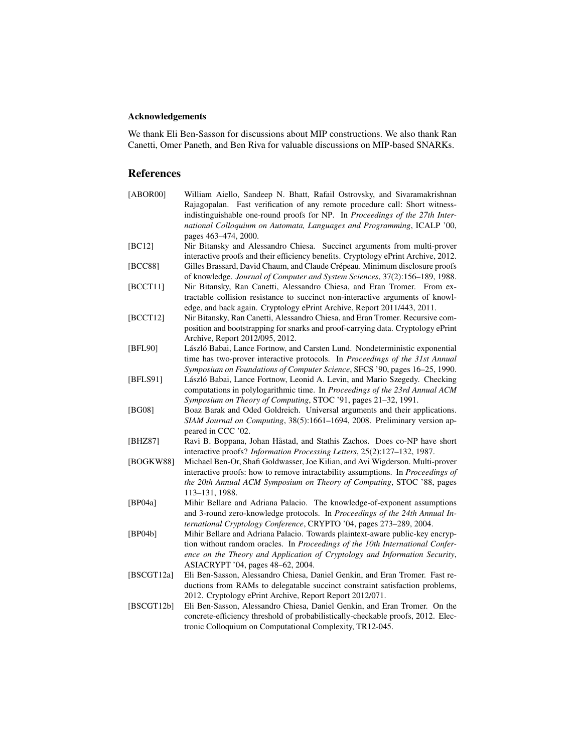### Acknowledgements

We thank Eli Ben-Sasson for discussions about MIP constructions. We also thank Ran Canetti, Omer Paneth, and Ben Riva for valuable discussions on MIP-based SNARKs.

## References

[ABOR00] William Aiello, Sandeep N. Bhatt, Rafail Ostrovsky, and Sivaramakrishnan Rajagopalan. Fast verification of any remote procedure call: Short witness-indistinguishable one-round proofs for NP. In *Proceedings of the 27th International Colloquium on Automata, Languages and Programming*, ICALP '00, pages 463–474, 2000.

[BC12] Nir Bitansky and Alessandro Chiesa. Succinct arguments from multi-prover interactive proofs and their efficiency benefits. Cryptology ePrint Archive, 2012.

[BCC88] Gilles Brassard, David Chaum, and Claude Crépeau. Minimum disclosure proofs of knowledge. *Journal of Computer and System Sciences*, 37(2):156–189, 1988.

[BCCT11] Nir Bitansky, Ran Canetti, Alessandro Chiesa, and Eran Tromer. From extractable collision resistance to succinct non-interactive arguments of knowledge, and back again. Cryptology ePrint Archive, Report 2011/443, 2011.

[BCCT12] Nir Bitansky, Ran Canetti, Alessandro Chiesa, and Eran Tromer. Recursive composition and bootstrapping for snarks and proof-carrying data. Cryptology ePrint Archive, Report 2012/095, 2012.

[BFL90] László Babai, Lance Fortnow, and Carsten Lund. Nondeterministic exponential time has two-prover interactive protocols. In *Proceedings of the 31st Annual Symposium on Foundations of Computer Science*, SFCS '90, pages 16–25, 1990.

[BFLS91] László Babai, Lance Fortnow, Leonid A. Levin, and Mario Szegedy. Checking computations in polylogarithmic time. In *Proceedings of the 23rd Annual ACM Symposium on Theory of Computing*, STOC '91, pages 21–32, 1991.

[BG08] Boaz Barak and Oded Goldreich. Universal arguments and their applications. *SIAM Journal on Computing*, 38(5):1661–1694, 2008. Preliminary version appeared in CCC '02.

[BHZ87] Ravi B. Boppana, Johan Håstad, and Stathis Zachos. Does co-NP have short interactive proofs? *Information Processing Letters*, 25(2):127–132, 1987.

[BOGKW88] Michael Ben-Or, Shafi Goldwasser, Joe Kilian, and Avi Wigderson. Multi-prover interactive proofs: how to remove intractability assumptions. In *Proceedings of the 20th Annual ACM Symposium on Theory of Computing*, STOC '88, pages 113–131, 1988.

[BP04a] Mihir Bellare and Adriana Palacio. The knowledge-of-exponent assumptions and 3-round zero-knowledge protocols. In *Proceedings of the 24th Annual International Cryptology Conference*, CRYPTO '04, pages 273–289, 2004.

[BP04b] Mihir Bellare and Adriana Palacio. Towards plaintext-aware public-key encryption without random oracles. In *Proceedings of the 10th International Conference on the Theory and Application of Cryptology and Information Security*, ASIACRYPT '04, pages 48–62, 2004.

[BSCGT12a] Eli Ben-Sasson, Alessandro Chiesa, Daniel Genkin, and Eran Tromer. Fast reductions from RAMs to delegatable succinct constraint satisfaction problems, 2012. Cryptology ePrint Archive, Report Report 2012/071.

[BSCGT12b] Eli Ben-Sasson, Alessandro Chiesa, Daniel Genkin, and Eran Tromer. On the concrete-efficiency threshold of probabilistically-checkable proofs, 2012. Electronic Colloquium on Computational Complexity, TR12-045.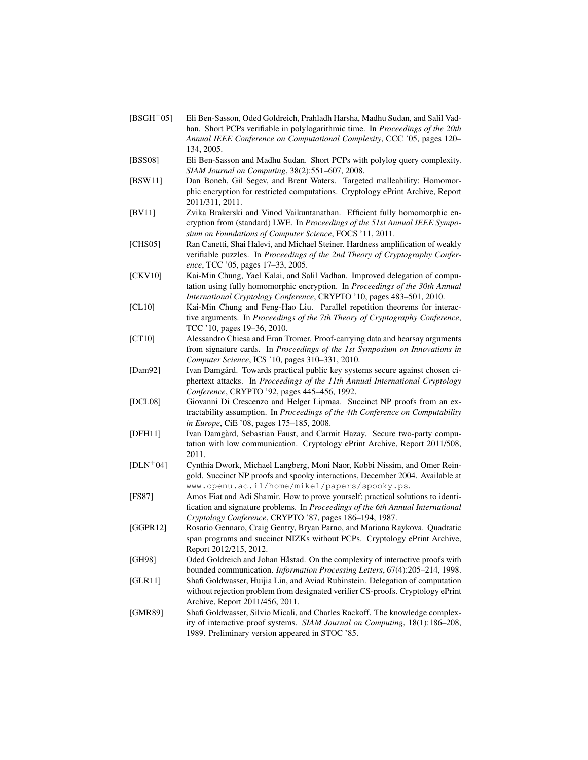[BSGH$^+$05] Eli Ben-Sasson, Oded Goldreich, Prahladh Harsha, Madhu Sudan, and Salil Vadhan. Short PCPs verifiable in polylogarithmic time. In *Proceedings of the 20th Annual IEEE Conference on Computational Complexity*, CCC '05, pages 120–134, 2005.

[BSS08] Eli Ben-Sasson and Madhu Sudan. Short PCPs with polylog query complexity. *SIAM Journal on Computing*, 38(2):551–607, 2008.

[BSW11] Dan Boneh, Gil Segev, and Brent Waters. Targeted malleability: Homomorphic encryption for restricted computations. Cryptology ePrint Archive, Report 2011/311, 2011.

[BV11] Zvika Brakerski and Vinod Vaikuntanathan. Efficient fully homomorphic encryption from (standard) LWE. In *Proceedings of the 51st Annual IEEE Symposium on Foundations of Computer Science*, FOCS '11, 2011.

[CHS05] Ran Canetti, Shai Halevi, and Michael Steiner. Hardness amplification of weakly verifiable puzzles. In *Proceedings of the 2nd Theory of Cryptography Conference*, TCC '05, pages 17–33, 2005.

[CKV10] Kai-Min Chung, Yael Kalai, and Salil Vadhan. Improved delegation of computation using fully homomorphic encryption. In *Proceedings of the 30th Annual International Cryptology Conference*, CRYPTO '10, pages 483–501, 2010.

[CL10] Kai-Min Chung and Feng-Hao Liu. Parallel repetition theorems for interactive arguments. In *Proceedings of the 7th Theory of Cryptography Conference*, TCC '10, pages 19–36, 2010.

[CT10] Alessandro Chiesa and Eran Tromer. Proof-carrying data and hearsay arguments from signature cards. In *Proceedings of the 1st Symposium on Innovations in Computer Science*, ICS '10, pages 310–331, 2010.

[Dam92] Ivan Damgård. Towards practical public key systems secure against chosen ciphertext attacks. In *Proceedings of the 11th Annual International Cryptology Conference*, CRYPTO '92, pages 445–456, 1992.

[DCL08] Giovanni Di Crescenzo and Helger Lipmaa. Succinct NP proofs from an extractability assumption. In *Proceedings of the 4th Conference on Computability in Europe*, CiE '08, pages 175–185, 2008.

[DFH11] Ivan Damgård, Sebastian Faust, and Carmit Hazay. Secure two-party computation with low communication. Cryptology ePrint Archive, Report 2011/508, 2011.

[DLN$^+$04] Cynthia Dwork, Michael Langberg, Moni Naor, Kobbi Nissim, and Omer Reingold. Succinct NP proofs and spooky interactions, December 2004. Available at `www.openu.ac.il/home/mikel/papers/spooky.ps`.

[FS87] Amos Fiat and Adi Shamir. How to prove yourself: practical solutions to identification and signature problems. In *Proceedings of the 6th Annual International Cryptology Conference*, CRYPTO '87, pages 186–194, 1987.

[GGPR12] Rosario Gennaro, Craig Gentry, Bryan Parno, and Mariana Raykova. Quadratic span programs and succinct NIZKs without PCPs. Cryptology ePrint Archive, Report 2012/215, 2012.

[GH98] Oded Goldreich and Johan Håstad. On the complexity of interactive proofs with bounded communication. *Information Processing Letters*, 67(4):205–214, 1998.

[GLR11] Shafi Goldwasser, Huijia Lin, and Aviad Rubinstein. Delegation of computation without rejection problem from designated verifier CS-proofs. Cryptology ePrint Archive, Report 2011/456, 2011.

[GMR89] Shafi Goldwasser, Silvio Micali, and Charles Rackoff. The knowledge complexity of interactive proof systems. *SIAM Journal on Computing*, 18(1):186–208, 1989. Preliminary version appeared in STOC '85.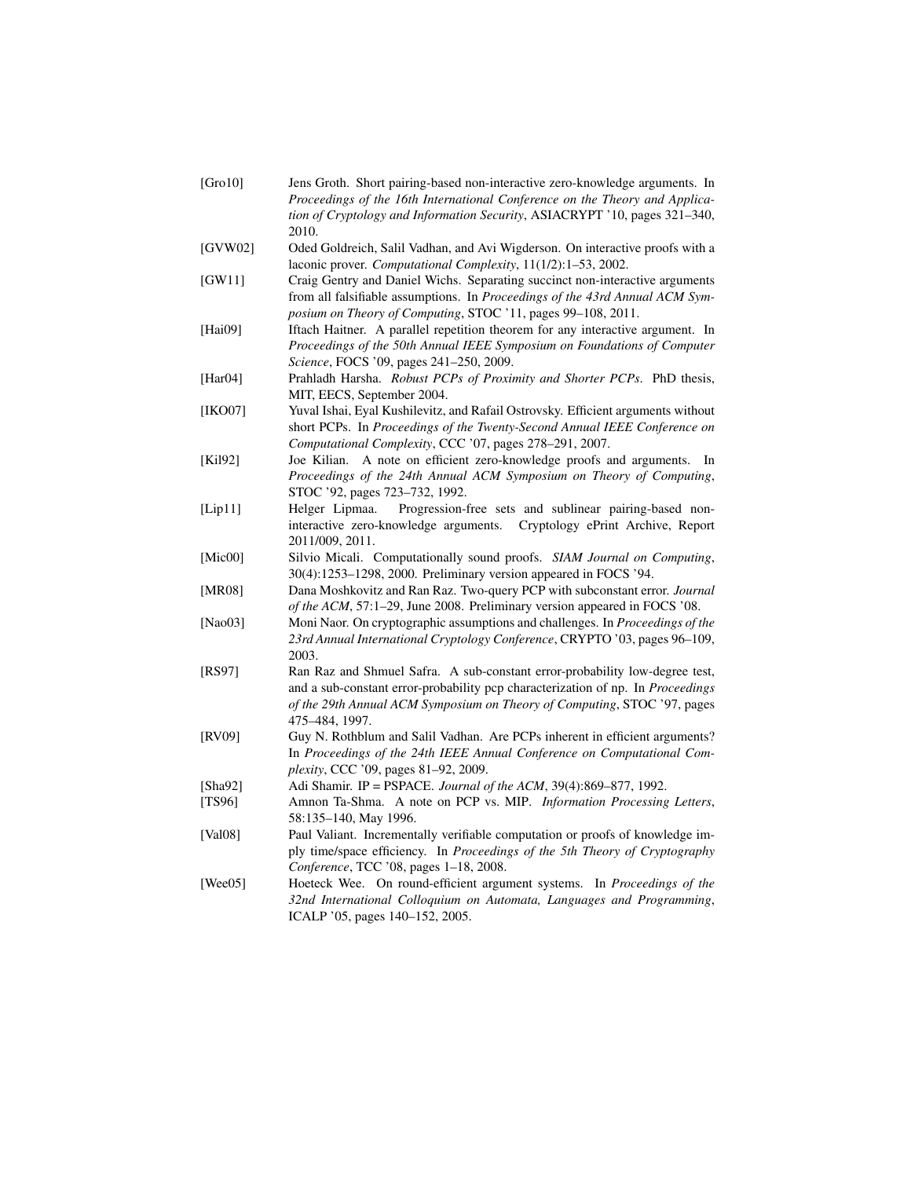[Gro10] Jens Groth. Short pairing-based non-interactive zero-knowledge arguments. In *Proceedings of the 16th International Conference on the Theory and Application of Cryptology and Information Security*, ASIACRYPT '10, pages 321–340, 2010.

[GVW02] Oded Goldreich, Salil Vadhan, and Avi Wigderson. On interactive proofs with a laconic prover. *Computational Complexity*, 11(1/2):1–53, 2002.

[GW11] Craig Gentry and Daniel Wichs. Separating succinct non-interactive arguments from all falsifiable assumptions. In *Proceedings of the 43rd Annual ACM Symposium on Theory of Computing*, STOC '11, pages 99–108, 2011.

[Hai09] Iftach Haitner. A parallel repetition theorem for any interactive argument. In *Proceedings of the 50th Annual IEEE Symposium on Foundations of Computer Science*, FOCS '09, pages 241–250, 2009.

[Har04] Prahladh Harsha. *Robust PCPs of Proximity and Shorter PCPs*. PhD thesis, MIT, EECS, September 2004.

[IKO07] Yuval Ishai, Eyal Kushilevitz, and Rafail Ostrovsky. Efficient arguments without short PCPs. In *Proceedings of the Twenty-Second Annual IEEE Conference on Computational Complexity*, CCC '07, pages 278–291, 2007.

[Kil92] Joe Kilian. A note on efficient zero-knowledge proofs and arguments. In *Proceedings of the 24th Annual ACM Symposium on Theory of Computing*, STOC '92, pages 723–732, 1992.

[Lip11] Helger Lipmaa. Progression-free sets and sublinear pairing-based non-interactive zero-knowledge arguments. Cryptology ePrint Archive, Report 2011/009, 2011.

[Mic00] Silvio Micali. Computationally sound proofs. *SIAM Journal on Computing*, 30(4):1253–1298, 2000. Preliminary version appeared in FOCS '94.

[MR08] Dana Moshkovitz and Ran Raz. Two-query PCP with subconstant error. *Journal of the ACM*, 57:1–29, June 2008. Preliminary version appeared in FOCS '08.

[Nao03] Moni Naor. On cryptographic assumptions and challenges. In *Proceedings of the 23rd Annual International Cryptology Conference*, CRYPTO '03, pages 96–109, 2003.

[RS97] Ran Raz and Shmuel Safra. A sub-constant error-probability low-degree test, and a sub-constant error-probability pcp characterization of np. In *Proceedings of the 29th Annual ACM Symposium on Theory of Computing*, STOC '97, pages 475–484, 1997.

[RV09] Guy N. Rothblum and Salil Vadhan. Are PCPs inherent in efficient arguments? In *Proceedings of the 24th IEEE Annual Conference on Computational Complexity*, CCC '09, pages 81–92, 2009.

[Sha92] Adi Shamir. IP = PSPACE. *Journal of the ACM*, 39(4):869–877, 1992.

[TS96] Amnon Ta-Shma. A note on PCP vs. MIP. *Information Processing Letters*, 58:135–140, May 1996.

[Val08] Paul Valiant. Incrementally verifiable computation or proofs of knowledge imply time/space efficiency. In *Proceedings of the 5th Theory of Cryptography Conference*, TCC '08, pages 1–18, 2008.

[Wee05] Hoeteck Wee. On round-efficient argument systems. In *Proceedings of the 32nd International Colloquium on Automata, Languages and Programming*, ICALP '05, pages 140–152, 2005.